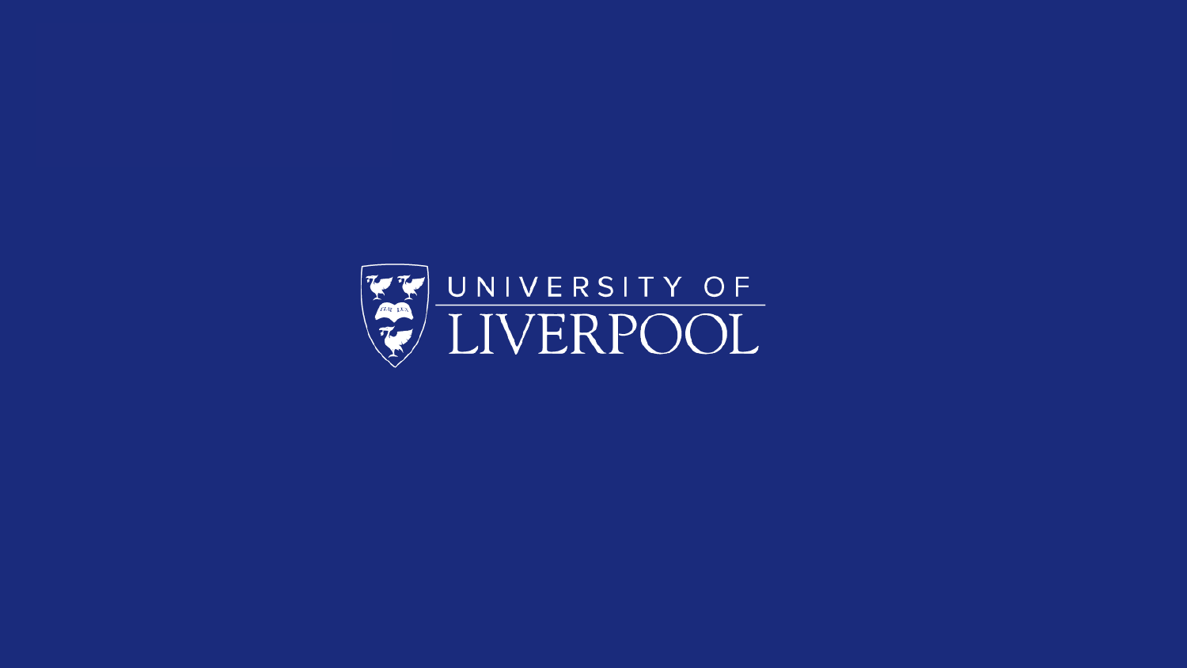UNIVERSITY OF LIVERPOOL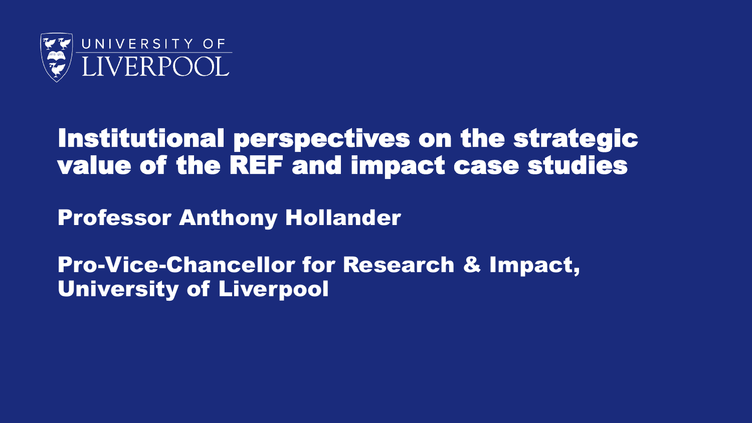UNIVERSITY OF LIVERPOOL

# Institutional perspectives on the strategic value of the REF and impact case studies

**Professor Anthony Hollander**

**Pro-Vice-Chancellor for Research & Impact, University of Liverpool**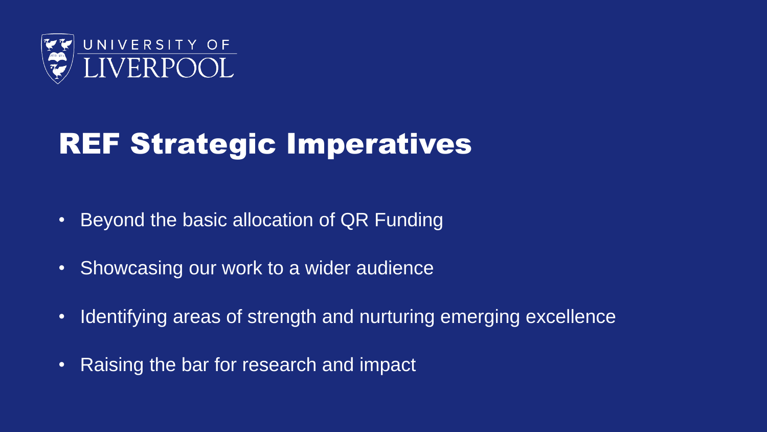UNIVERSITY OF LIVERPOOL

# REF Strategic Imperatives

- Beyond the basic allocation of QR Funding
- Showcasing our work to a wider audience
- Identifying areas of strength and nurturing emerging excellence
- Raising the bar for research and impact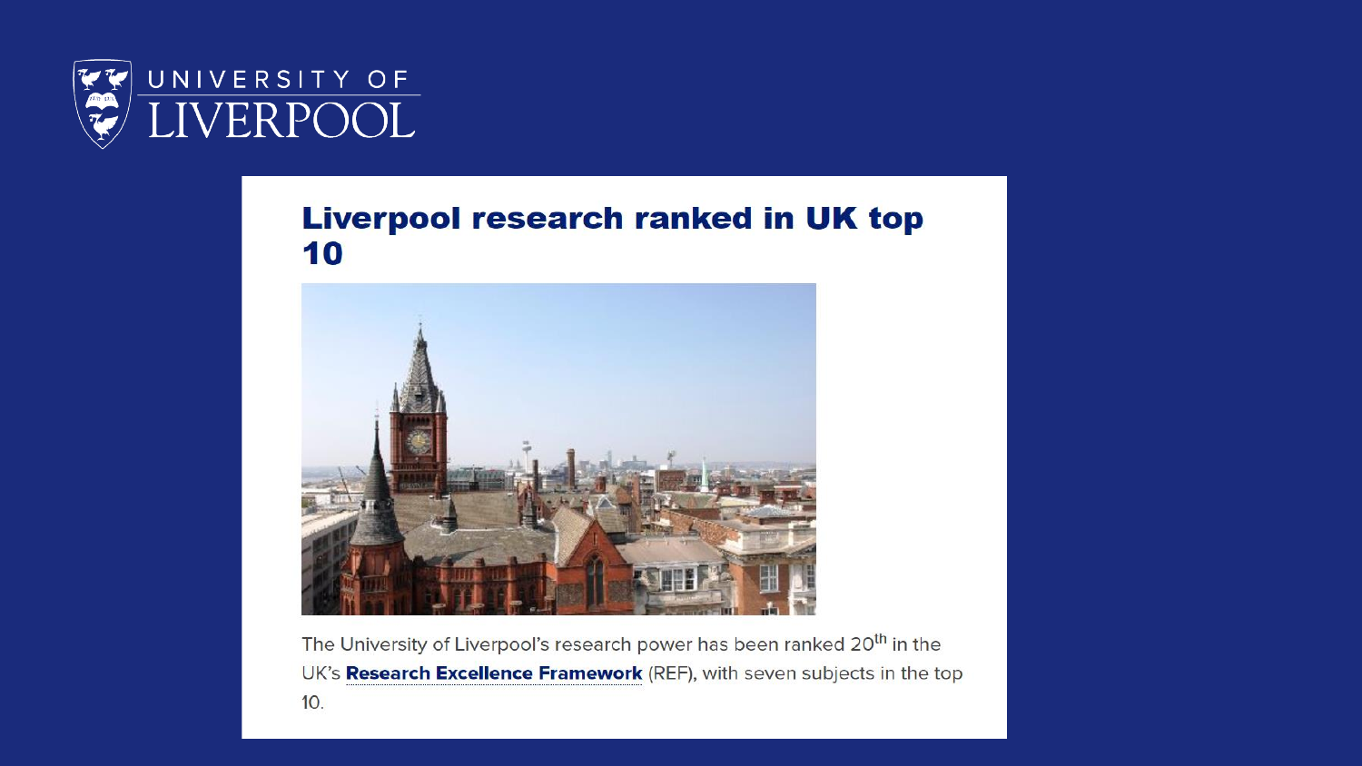UNIVERSITY OF LIVERPOOL

## Liverpool research ranked in UK top 10

The University of Liverpool's research power has been ranked 20$^{th}$ in the UK's **Research Excellence Framework** (REF), with seven subjects in the top 10.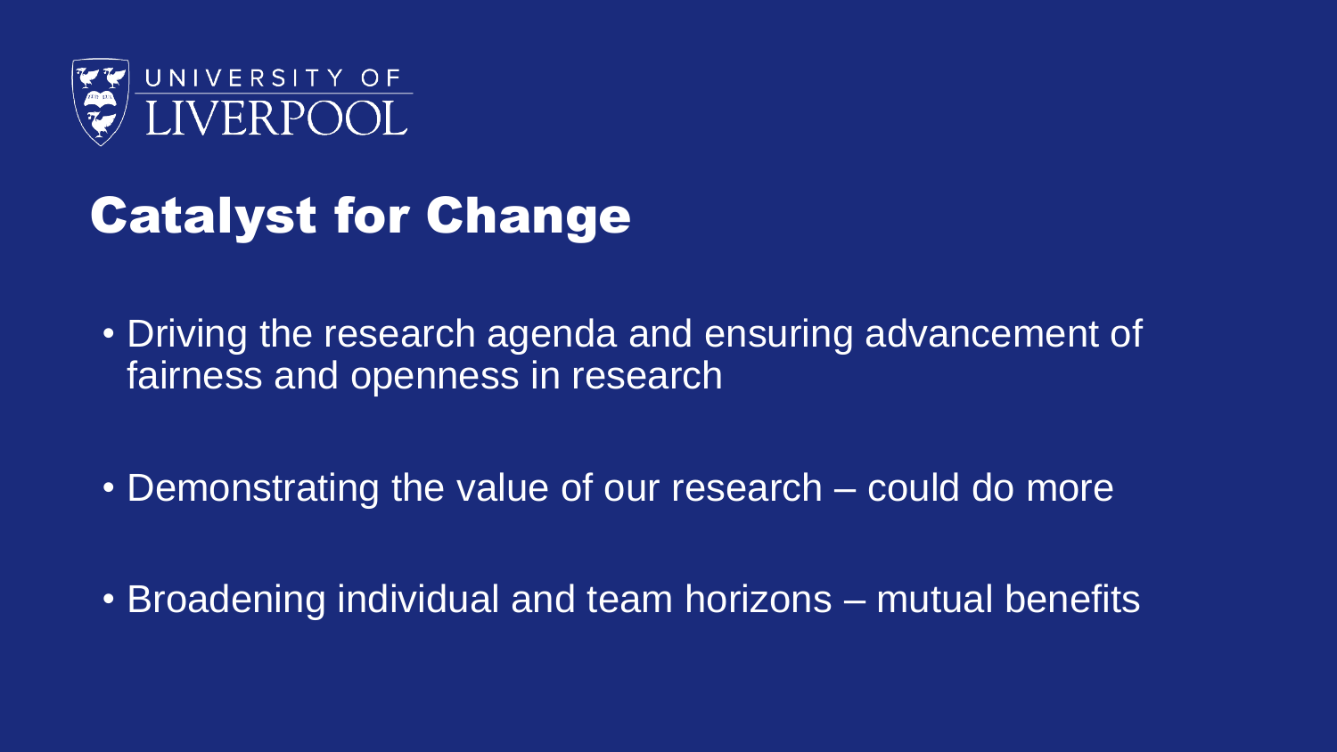# Catalyst for Change

- Driving the research agenda and ensuring advancement of fairness and openness in research
- Demonstrating the value of our research – could do more
- Broadening individual and team horizons – mutual benefits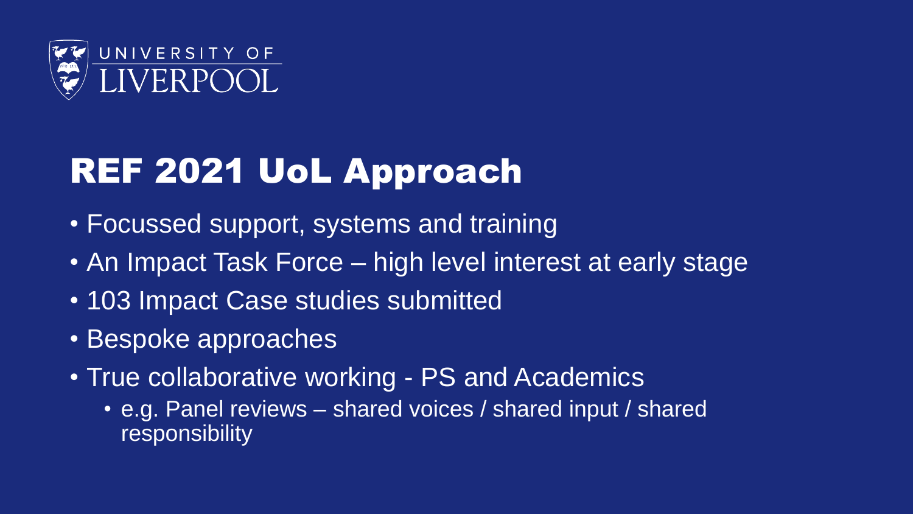# REF 2021 UoL Approach

- Focussed support, systems and training
- An Impact Task Force – high level interest at early stage
- 103 Impact Case studies submitted
- Bespoke approaches
- True collaborative working - PS and Academics
  - e.g. Panel reviews – shared voices / shared input / shared responsibility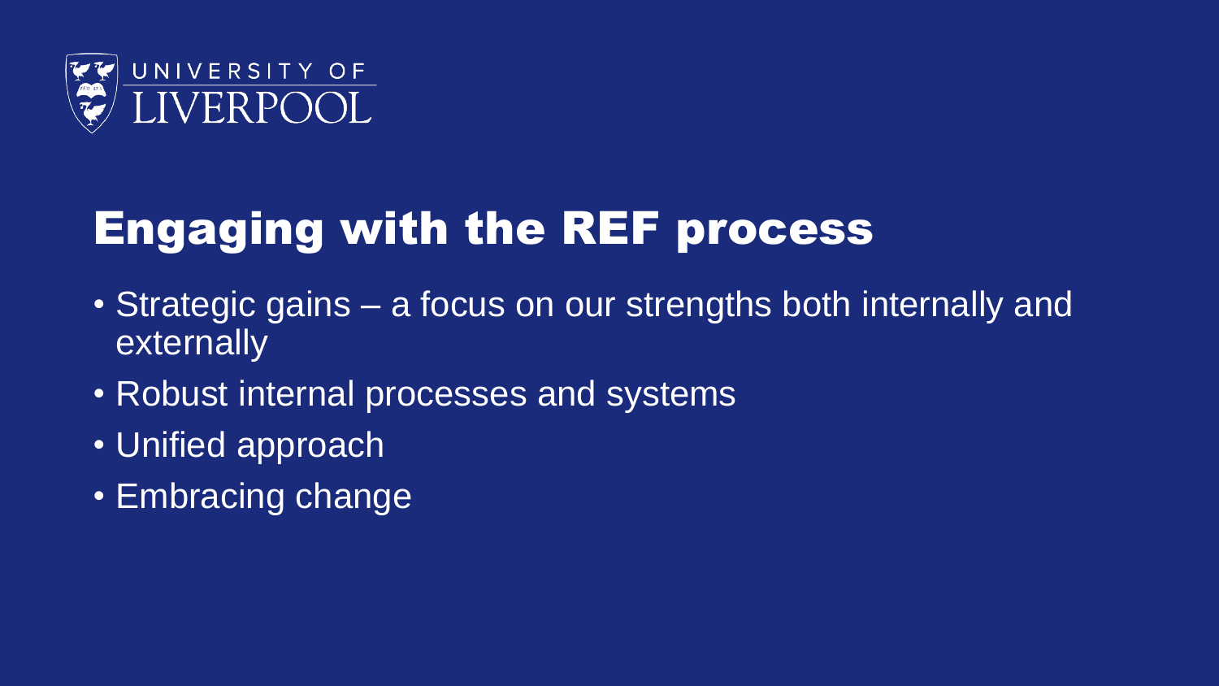# Engaging with the REF process

- Strategic gains – a focus on our strengths both internally and externally
- Robust internal processes and systems
- Unified approach
- Embracing change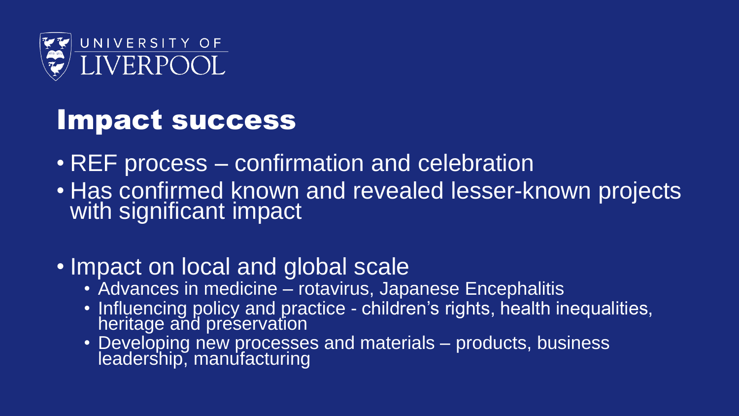# Impact success

- REF process – confirmation and celebration
- Has confirmed known and revealed lesser-known projects with significant impact

- Impact on local and global scale
  - Advances in medicine – rotavirus, Japanese Encephalitis
  - Influencing policy and practice - children's rights, health inequalities, heritage and preservation
  - Developing new processes and materials – products, business leadership, manufacturing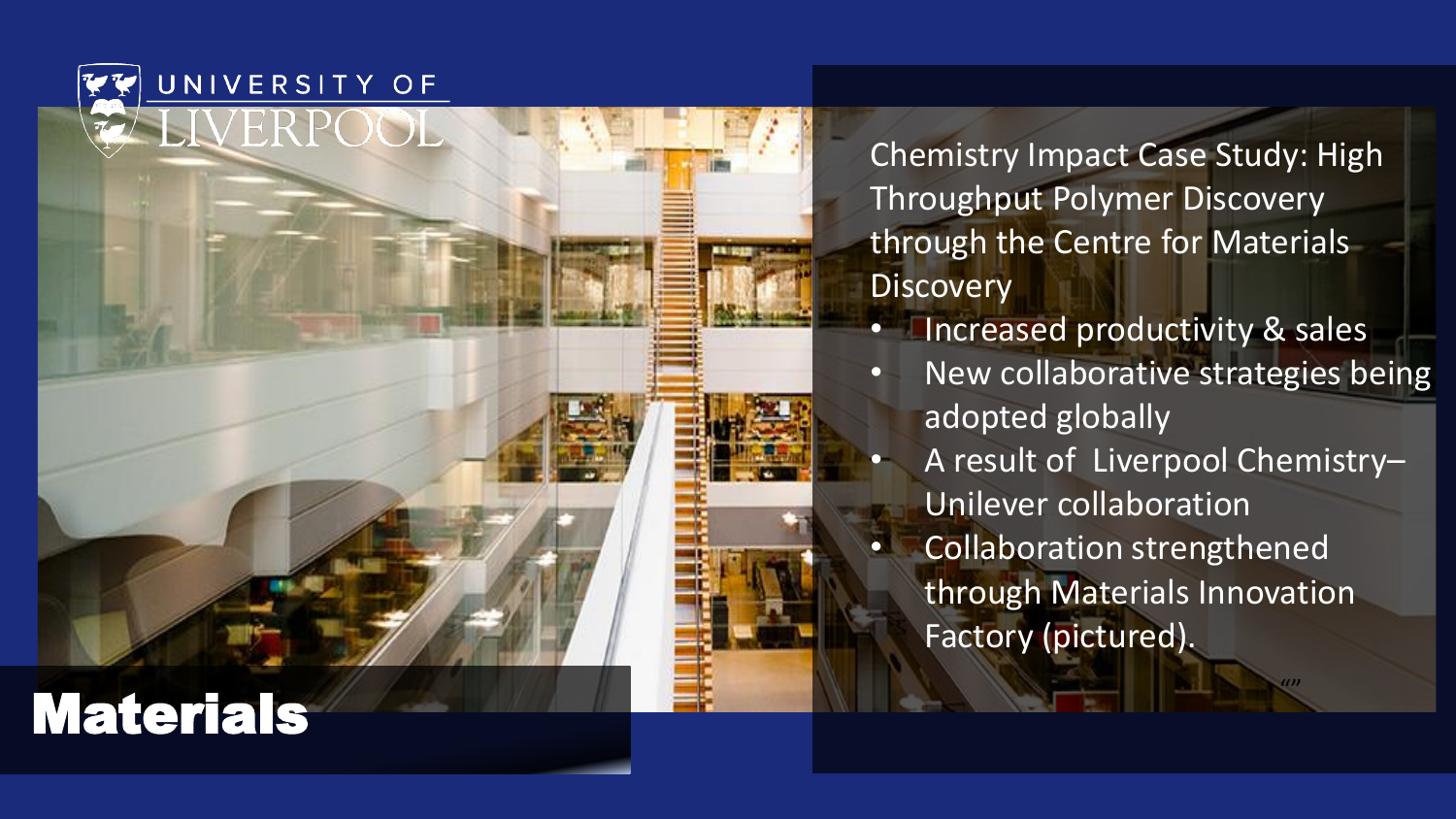# Materials

Chemistry Impact Case Study: High Throughput Polymer Discovery through the Centre for Materials Discovery

- Increased productivity & sales
- New collaborative strategies being adopted globally
- A result of Liverpool Chemistry–Unilever collaboration
- Collaboration strengthened through Materials Innovation Factory (pictured).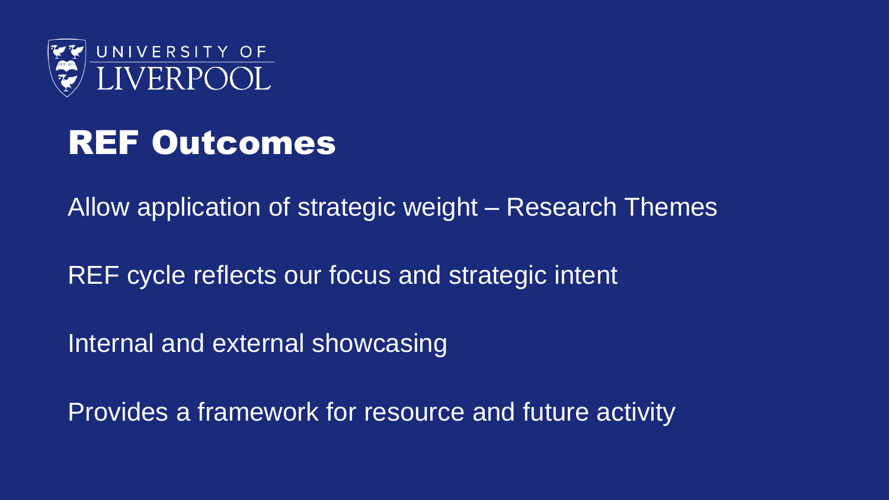UNIVERSITY OF LIVERPOOL

# REF Outcomes

Allow application of strategic weight – Research Themes

REF cycle reflects our focus and strategic intent

Internal and external showcasing

Provides a framework for resource and future activity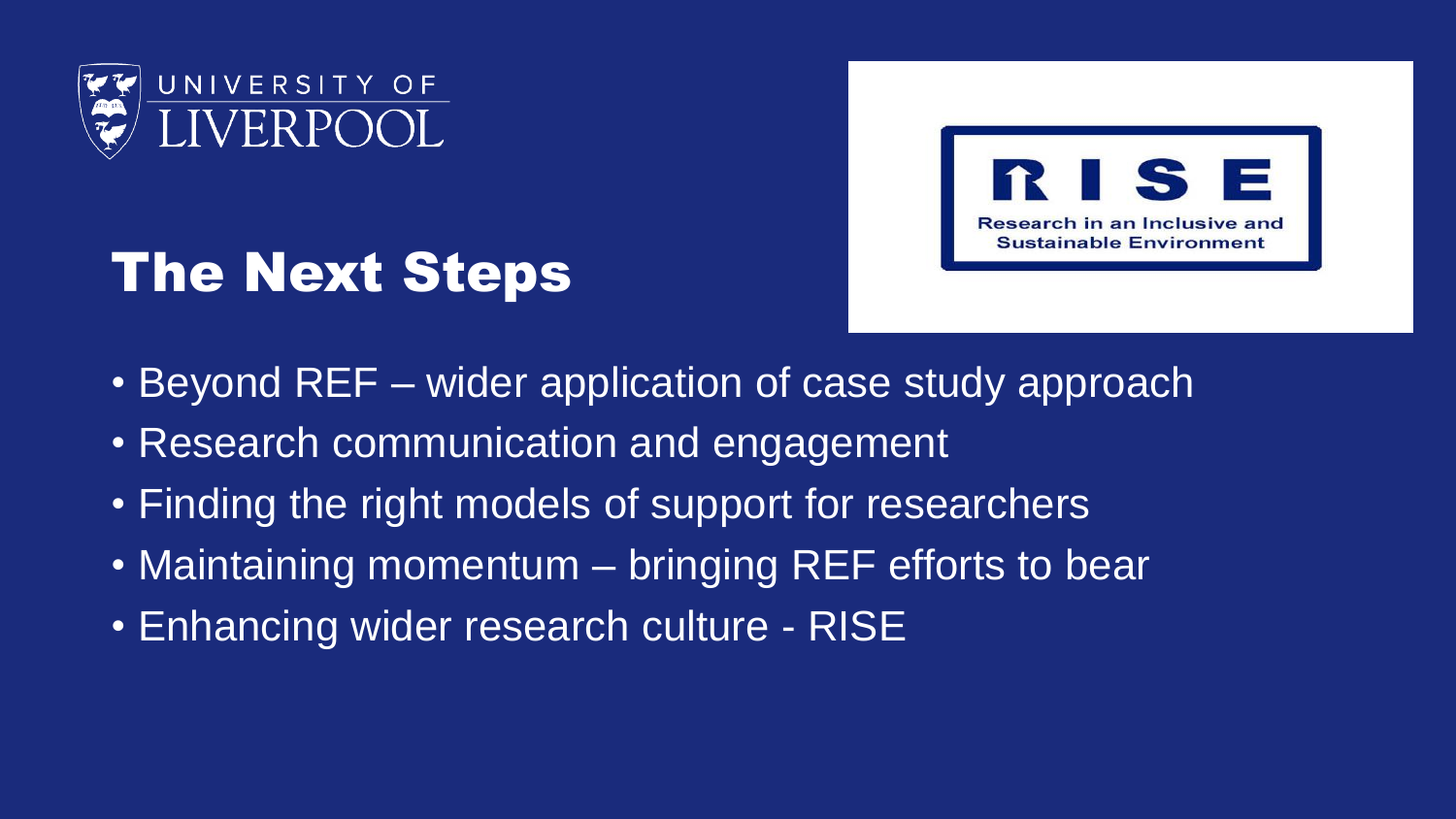UNIVERSITY OF LIVERPOOL

# The Next Steps

RISE
Research in an Inclusive and Sustainable Environment

- Beyond REF – wider application of case study approach
- Research communication and engagement
- Finding the right models of support for researchers
- Maintaining momentum – bringing REF efforts to bear
- Enhancing wider research culture - RISE